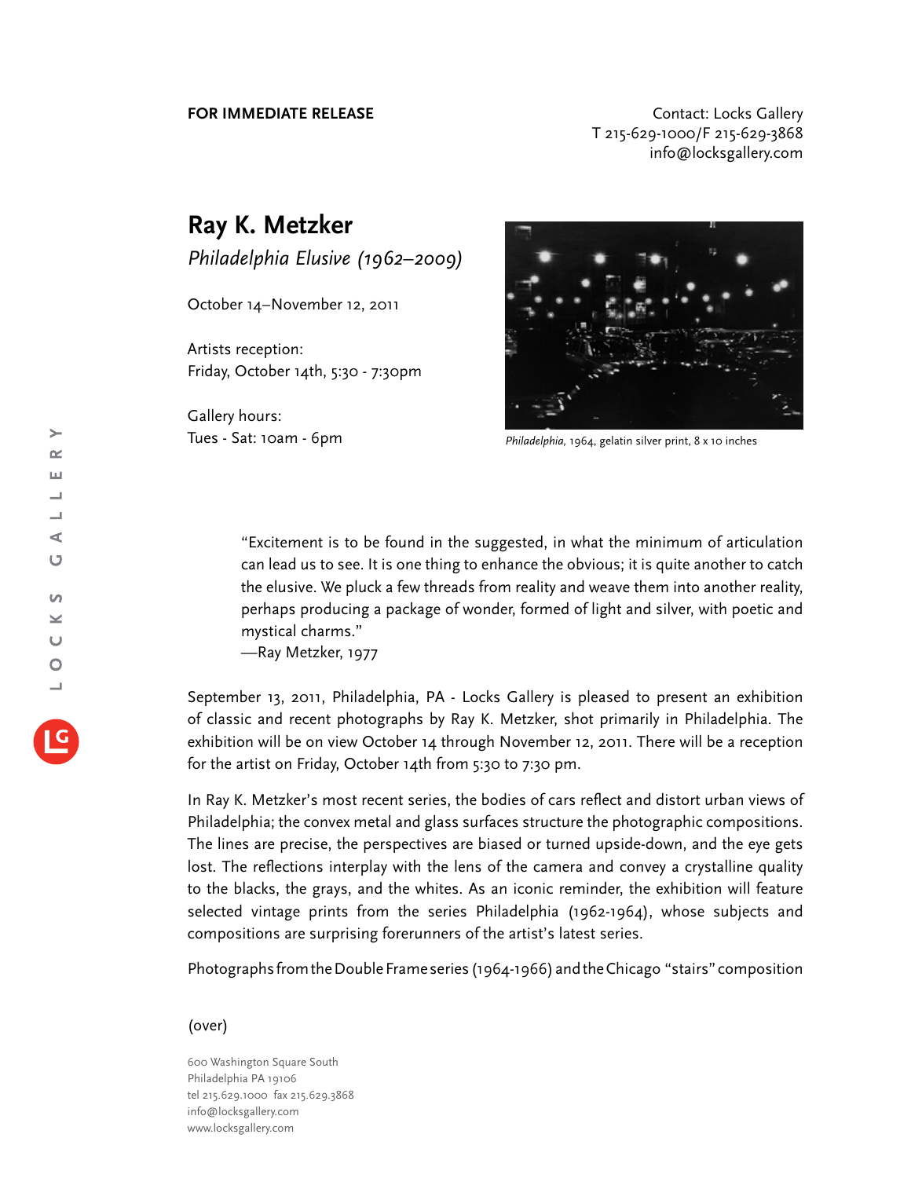**FOR IMMEDIATE RELEASE**

Contact: Locks Gallery
T 215-629-1000/F 215-629-3868
info@locksgallery.com

# Ray K. Metzker

*Philadelphia Elusive (1962–2009)*

October 14–November 12, 2011

Artists reception:
Friday, October 14th, 5:30 - 7:30pm

Gallery hours:
Tues - Sat: 10am - 6pm

*Philadelphia,* 1964, gelatin silver print, 8 x 10 inches

> "Excitement is to be found in the suggested, in what the minimum of articulation can lead us to see. It is one thing to enhance the obvious; it is quite another to catch the elusive. We pluck a few threads from reality and weave them into another reality, perhaps producing a package of wonder, formed of light and silver, with poetic and mystical charms."
> —Ray Metzker, 1977

September 13, 2011, Philadelphia, PA - Locks Gallery is pleased to present an exhibition of classic and recent photographs by Ray K. Metzker, shot primarily in Philadelphia. The exhibition will be on view October 14 through November 12, 2011. There will be a reception for the artist on Friday, October 14th from 5:30 to 7:30 pm.

In Ray K. Metzker's most recent series, the bodies of cars reflect and distort urban views of Philadelphia; the convex metal and glass surfaces structure the photographic compositions. The lines are precise, the perspectives are biased or turned upside-down, and the eye gets lost. The reflections interplay with the lens of the camera and convey a crystalline quality to the blacks, the grays, and the whites. As an iconic reminder, the exhibition will feature selected vintage prints from the series Philadelphia (1962-1964), whose subjects and compositions are surprising forerunners of the artist's latest series.

Photographs from the Double Frame series (1964-1966) and the Chicago "stairs" composition

(over)

600 Washington Square South
Philadelphia PA 19106
tel 215.629.1000 fax 215.629.3868
info@locksgallery.com
www.locksgallery.com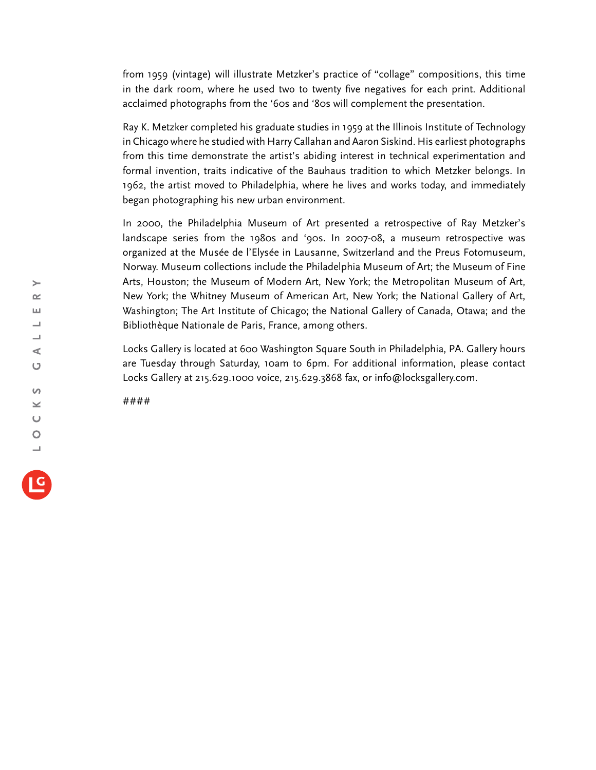from 1959 (vintage) will illustrate Metzker's practice of "collage" compositions, this time in the dark room, where he used two to twenty five negatives for each print. Additional acclaimed photographs from the '60s and '80s will complement the presentation.

Ray K. Metzker completed his graduate studies in 1959 at the Illinois Institute of Technology in Chicago where he studied with Harry Callahan and Aaron Siskind. His earliest photographs from this time demonstrate the artist's abiding interest in technical experimentation and formal invention, traits indicative of the Bauhaus tradition to which Metzker belongs. In 1962, the artist moved to Philadelphia, where he lives and works today, and immediately began photographing his new urban environment.

In 2000, the Philadelphia Museum of Art presented a retrospective of Ray Metzker's landscape series from the 1980s and '90s. In 2007-08, a museum retrospective was organized at the Musée de l'Elysée in Lausanne, Switzerland and the Preus Fotomuseum, Norway. Museum collections include the Philadelphia Museum of Art; the Museum of Fine Arts, Houston; the Museum of Modern Art, New York; the Metropolitan Museum of Art, New York; the Whitney Museum of American Art, New York; the National Gallery of Art, Washington; The Art Institute of Chicago; the National Gallery of Canada, Otawa; and the Bibliothèque Nationale de Paris, France, among others.

Locks Gallery is located at 600 Washington Square South in Philadelphia, PA. Gallery hours are Tuesday through Saturday, 10am to 6pm. For additional information, please contact Locks Gallery at 215.629.1000 voice, 215.629.3868 fax, or info@locksgallery.com.

####